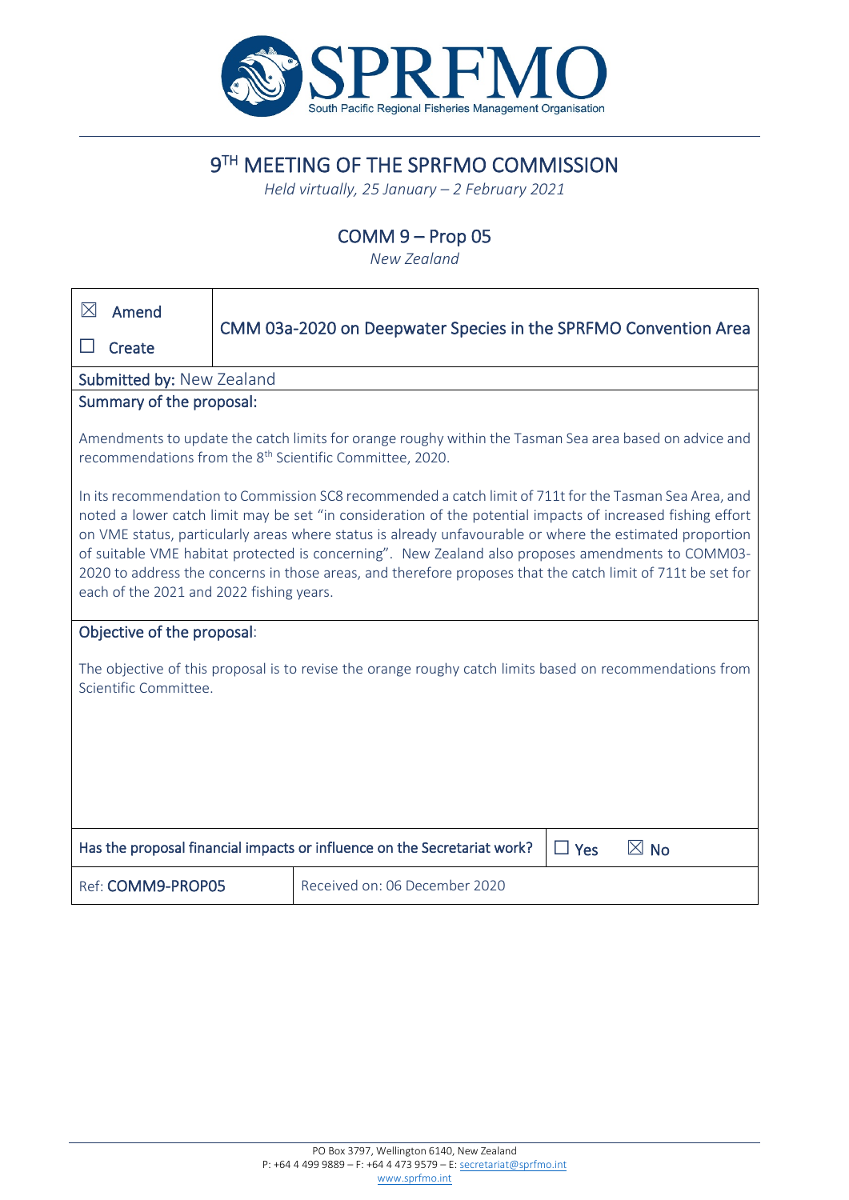# 9TH MEETING OF THE SPRFMO COMMISSION

*Held virtually, 25 January – 2 February 2021*

## COMM 9 – Prop 05

*New Zealand*

| ☒ Amend<br>☐ Create | CMM 03a-2020 on Deepwater Species in the SPRFMO Convention Area |
|---|---|

**Submitted by:** New Zealand

**Summary of the proposal:**

Amendments to update the catch limits for orange roughy within the Tasman Sea area based on advice and recommendations from the 8th Scientific Committee, 2020.

In its recommendation to Commission SC8 recommended a catch limit of 711t for the Tasman Sea Area, and noted a lower catch limit may be set "in consideration of the potential impacts of increased fishing effort on VME status, particularly areas where status is already unfavourable or where the estimated proportion of suitable VME habitat protected is concerning". New Zealand also proposes amendments to COMM03-2020 to address the concerns in those areas, and therefore proposes that the catch limit of 711t be set for each of the 2021 and 2022 fishing years.

**Objective of the proposal:**

The objective of this proposal is to revise the orange roughy catch limits based on recommendations from Scientific Committee.

| Has the proposal financial impacts or influence on the Secretariat work? | ☐ Yes ☒ No |
|---|---|
| Ref: **COMM9-PROP05** | Received on: 06 December 2020 |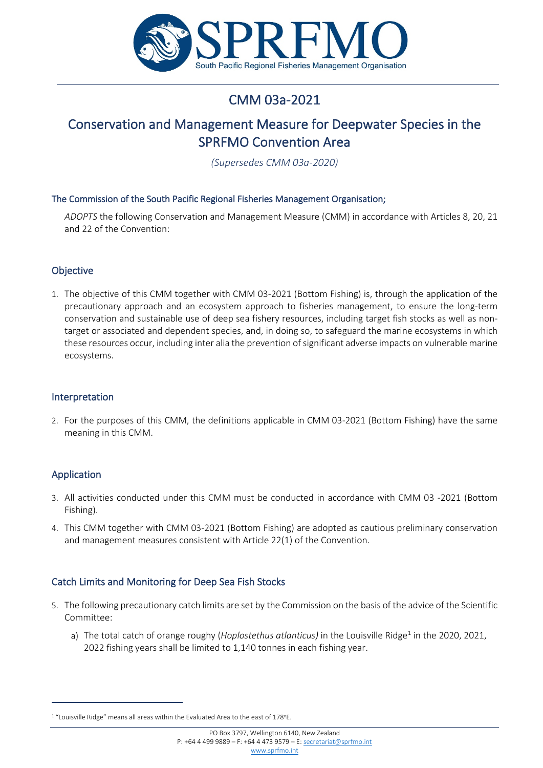# CMM 03a-2021

# Conservation and Management Measure for Deepwater Species in the SPRFMO Convention Area

*(Supersedes CMM 03a-2020)*

### The Commission of the South Pacific Regional Fisheries Management Organisation;

*ADOPTS* the following Conservation and Management Measure (CMM) in accordance with Articles 8, 20, 21 and 22 of the Convention:

## Objective

1. The objective of this CMM together with CMM 03-2021 (Bottom Fishing) is, through the application of the precautionary approach and an ecosystem approach to fisheries management, to ensure the long-term conservation and sustainable use of deep sea fishery resources, including target fish stocks as well as non-target or associated and dependent species, and, in doing so, to safeguard the marine ecosystems in which these resources occur, including inter alia the prevention of significant adverse impacts on vulnerable marine ecosystems.

## Interpretation

2. For the purposes of this CMM, the definitions applicable in CMM 03-2021 (Bottom Fishing) have the same meaning in this CMM.

## Application

3. All activities conducted under this CMM must be conducted in accordance with CMM 03 -2021 (Bottom Fishing).
4. This CMM together with CMM 03-2021 (Bottom Fishing) are adopted as cautious preliminary conservation and management measures consistent with Article 22(1) of the Convention.

## Catch Limits and Monitoring for Deep Sea Fish Stocks

5. The following precautionary catch limits are set by the Commission on the basis of the advice of the Scientific Committee:
   a) The total catch of orange roughy (*Hoplostethus atlanticus)* in the Louisville Ridge[1] in the 2020, 2021, 2022 fishing years shall be limited to 1,140 tonnes in each fishing year.

[1] "Louisville Ridge" means all areas within the Evaluated Area to the east of 178°E.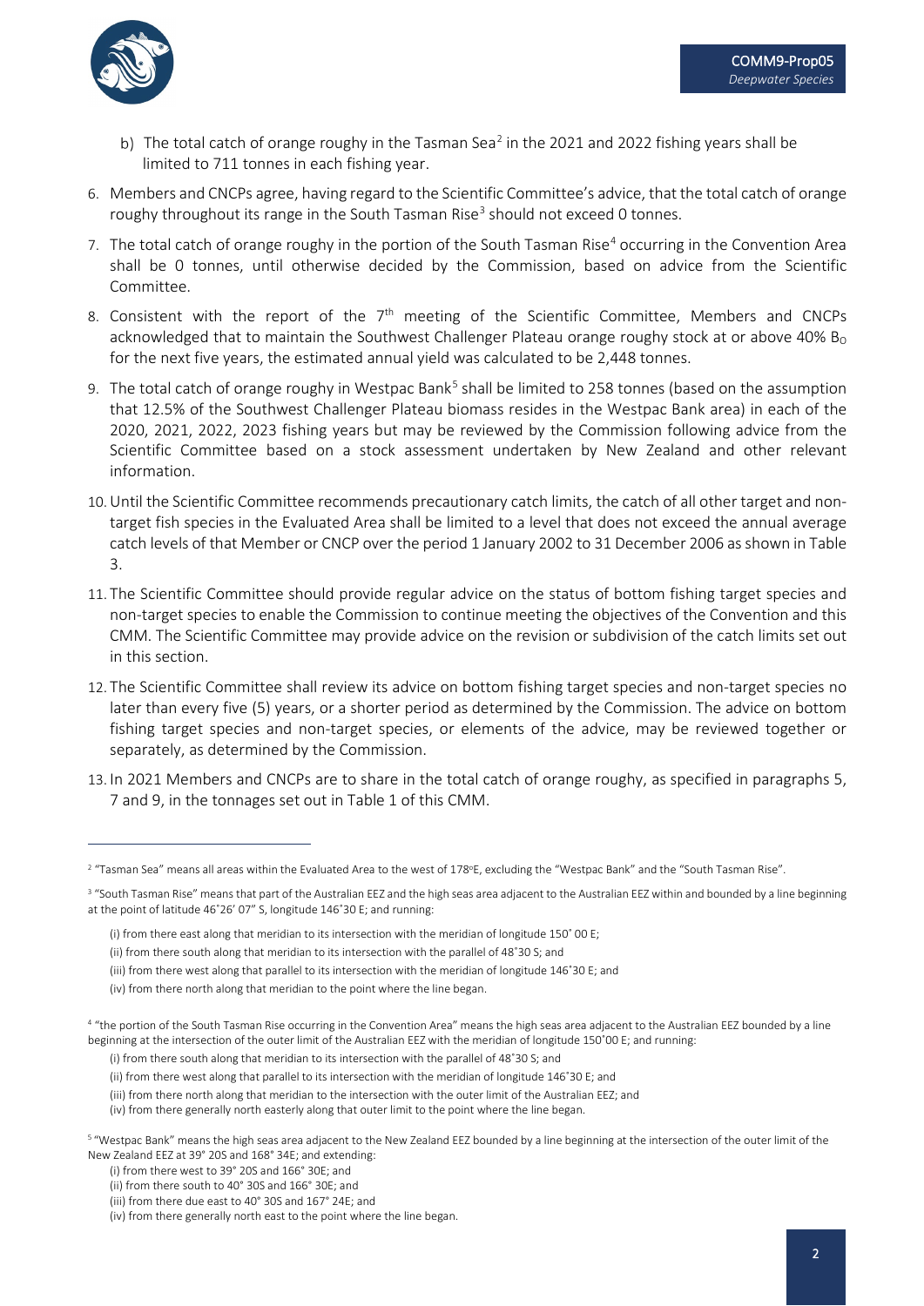b) The total catch of orange roughy in the Tasman Sea[2] in the 2021 and 2022 fishing years shall be limited to 711 tonnes in each fishing year.

6. Members and CNCPs agree, having regard to the Scientific Committee's advice, that the total catch of orange roughy throughout its range in the South Tasman Rise[3] should not exceed 0 tonnes.
7. The total catch of orange roughy in the portion of the South Tasman Rise[4] occurring in the Convention Area shall be 0 tonnes, until otherwise decided by the Commission, based on advice from the Scientific Committee.
8. Consistent with the report of the 7th meeting of the Scientific Committee, Members and CNCPs acknowledged that to maintain the Southwest Challenger Plateau orange roughy stock at or above 40% $B_O$ for the next five years, the estimated annual yield was calculated to be 2,448 tonnes.
9. The total catch of orange roughy in Westpac Bank[5] shall be limited to 258 tonnes (based on the assumption that 12.5% of the Southwest Challenger Plateau biomass resides in the Westpac Bank area) in each of the 2020, 2021, 2022, 2023 fishing years but may be reviewed by the Commission following advice from the Scientific Committee based on a stock assessment undertaken by New Zealand and other relevant information.
10. Until the Scientific Committee recommends precautionary catch limits, the catch of all other target and non-target fish species in the Evaluated Area shall be limited to a level that does not exceed the annual average catch levels of that Member or CNCP over the period 1 January 2002 to 31 December 2006 as shown in Table 3.
11. The Scientific Committee should provide regular advice on the status of bottom fishing target species and non-target species to enable the Commission to continue meeting the objectives of the Convention and this CMM. The Scientific Committee may provide advice on the revision or subdivision of the catch limits set out in this section.
12. The Scientific Committee shall review its advice on bottom fishing target species and non-target species no later than every five (5) years, or a shorter period as determined by the Commission. The advice on bottom fishing target species and non-target species, or elements of the advice, may be reviewed together or separately, as determined by the Commission.
13. In 2021 Members and CNCPs are to share in the total catch of orange roughy, as specified in paragraphs 5, 7 and 9, in the tonnages set out in Table 1 of this CMM.

---

[2] "Tasman Sea" means all areas within the Evaluated Area to the west of 178ºE, excluding the "Westpac Bank" and the "South Tasman Rise".

[3] "South Tasman Rise" means that part of the Australian EEZ and the high seas area adjacent to the Australian EEZ within and bounded by a line beginning at the point of latitude 46˚26' 07" S, longitude 146˚30 E; and running:

(i) from there east along that meridian to its intersection with the meridian of longitude 150˚ 00 E;
(ii) from there south along that meridian to its intersection with the parallel of 48˚30 S; and
(iii) from there west along that parallel to its intersection with the meridian of longitude 146˚30 E; and
(iv) from there north along that meridian to the point where the line began.

[4] "the portion of the South Tasman Rise occurring in the Convention Area" means the high seas area adjacent to the Australian EEZ bounded by a line beginning at the intersection of the outer limit of the Australian EEZ with the meridian of longitude 150˚00 E; and running:

(i) from there south along that meridian to its intersection with the parallel of 48˚30 S; and
(ii) from there west along that parallel to its intersection with the meridian of longitude 146˚30 E; and
(iii) from there north along that meridian to the intersection with the outer limit of the Australian EEZ; and
(iv) from there generally north easterly along that outer limit to the point where the line began.

[5] "Westpac Bank" means the high seas area adjacent to the New Zealand EEZ bounded by a line beginning at the intersection of the outer limit of the New Zealand EEZ at 39° 20S and 168° 34E; and extending:

(i) from there west to 39° 20S and 166° 30E; and
(ii) from there south to 40° 30S and 166° 30E; and
(iii) from there due east to 40° 30S and 167° 24E; and
(iv) from there generally north east to the point where the line began.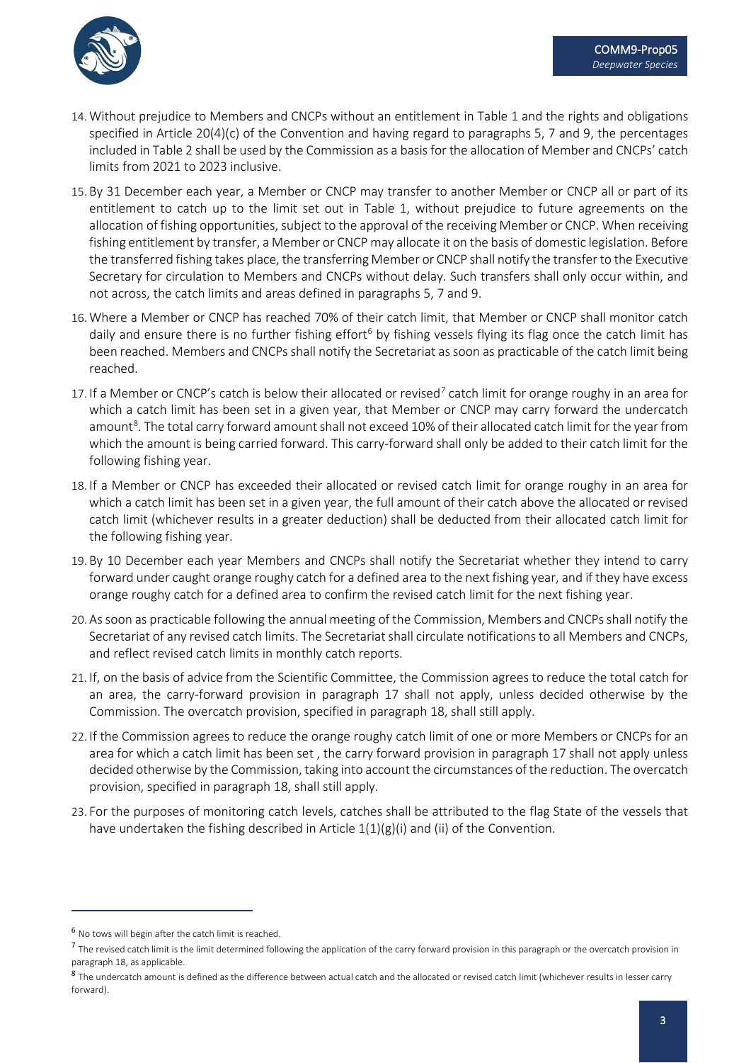14. Without prejudice to Members and CNCPs without an entitlement in Table 1 and the rights and obligations specified in Article 20(4)(c) of the Convention and having regard to paragraphs 5, 7 and 9, the percentages included in Table 2 shall be used by the Commission as a basis for the allocation of Member and CNCPs' catch limits from 2021 to 2023 inclusive.

15. By 31 December each year, a Member or CNCP may transfer to another Member or CNCP all or part of its entitlement to catch up to the limit set out in Table 1, without prejudice to future agreements on the allocation of fishing opportunities, subject to the approval of the receiving Member or CNCP. When receiving fishing entitlement by transfer, a Member or CNCP may allocate it on the basis of domestic legislation. Before the transferred fishing takes place, the transferring Member or CNCP shall notify the transfer to the Executive Secretary for circulation to Members and CNCPs without delay. Such transfers shall only occur within, and not across, the catch limits and areas defined in paragraphs 5, 7 and 9.

16. Where a Member or CNCP has reached 70% of their catch limit, that Member or CNCP shall monitor catch daily and ensure there is no further fishing effort[6] by fishing vessels flying its flag once the catch limit has been reached. Members and CNCPs shall notify the Secretariat as soon as practicable of the catch limit being reached.

17. If a Member or CNCP's catch is below their allocated or revised[7] catch limit for orange roughy in an area for which a catch limit has been set in a given year, that Member or CNCP may carry forward the undercatch amount[8]. The total carry forward amount shall not exceed 10% of their allocated catch limit for the year from which the amount is being carried forward. This carry-forward shall only be added to their catch limit for the following fishing year.

18. If a Member or CNCP has exceeded their allocated or revised catch limit for orange roughy in an area for which a catch limit has been set in a given year, the full amount of their catch above the allocated or revised catch limit (whichever results in a greater deduction) shall be deducted from their allocated catch limit for the following fishing year.

19. By 10 December each year Members and CNCPs shall notify the Secretariat whether they intend to carry forward under caught orange roughy catch for a defined area to the next fishing year, and if they have excess orange roughy catch for a defined area to confirm the revised catch limit for the next fishing year.

20. As soon as practicable following the annual meeting of the Commission, Members and CNCPs shall notify the Secretariat of any revised catch limits. The Secretariat shall circulate notifications to all Members and CNCPs, and reflect revised catch limits in monthly catch reports.

21. If, on the basis of advice from the Scientific Committee, the Commission agrees to reduce the total catch for an area, the carry-forward provision in paragraph 17 shall not apply, unless decided otherwise by the Commission. The overcatch provision, specified in paragraph 18, shall still apply.

22. If the Commission agrees to reduce the orange roughy catch limit of one or more Members or CNCPs for an area for which a catch limit has been set , the carry forward provision in paragraph 17 shall not apply unless decided otherwise by the Commission, taking into account the circumstances of the reduction. The overcatch provision, specified in paragraph 18, shall still apply.

23. For the purposes of monitoring catch levels, catches shall be attributed to the flag State of the vessels that have undertaken the fishing described in Article 1(1)(g)(i) and (ii) of the Convention.

---

[6] No tows will begin after the catch limit is reached.

[7] The revised catch limit is the limit determined following the application of the carry forward provision in this paragraph or the overcatch provision in paragraph 18, as applicable.

[8] The undercatch amount is defined as the difference between actual catch and the allocated or revised catch limit (whichever results in lesser carry forward).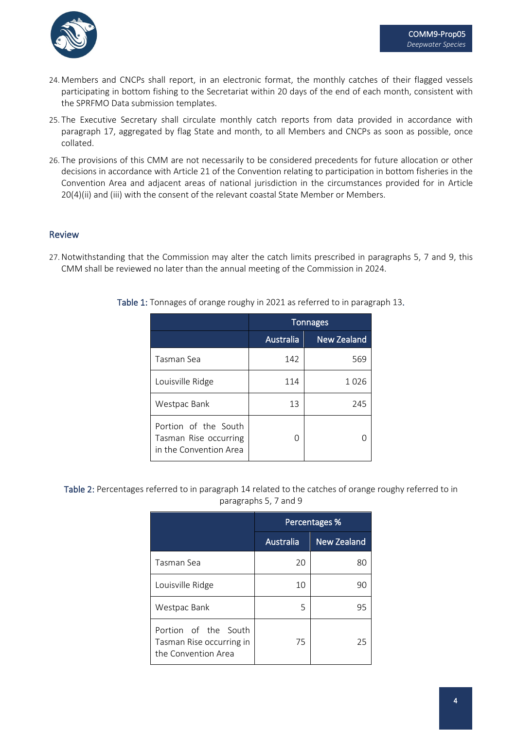24. Members and CNCPs shall report, in an electronic format, the monthly catches of their flagged vessels participating in bottom fishing to the Secretariat within 20 days of the end of each month, consistent with the SPRFMO Data submission templates.

25. The Executive Secretary shall circulate monthly catch reports from data provided in accordance with paragraph 17, aggregated by flag State and month, to all Members and CNCPs as soon as possible, once collated.

26. The provisions of this CMM are not necessarily to be considered precedents for future allocation or other decisions in accordance with Article 21 of the Convention relating to participation in bottom fisheries in the Convention Area and adjacent areas of national jurisdiction in the circumstances provided for in Article 20(4)(ii) and (iii) with the consent of the relevant coastal State Member or Members.

## Review

27. Notwithstanding that the Commission may alter the catch limits prescribed in paragraphs 5, 7 and 9, this CMM shall be reviewed no later than the annual meeting of the Commission in 2024.

**Table 1:** Tonnages of orange roughy in 2021 as referred to in paragraph 13.

| | Tonnages | |
|---|---|---|
| | Australia | New Zealand |
| Tasman Sea | 142 | 569 |
| Louisville Ridge | 114 | 1 026 |
| Westpac Bank | 13 | 245 |
| Portion of the South Tasman Rise occurring in the Convention Area | 0 | 0 |

**Table 2:** Percentages referred to in paragraph 14 related to the catches of orange roughy referred to in paragraphs 5, 7 and 9

| | Percentages % | |
|---|---|---|
| | Australia | New Zealand |
| Tasman Sea | 20 | 80 |
| Louisville Ridge | 10 | 90 |
| Westpac Bank | 5 | 95 |
| Portion of the South Tasman Rise occurring in the Convention Area | 75 | 25 |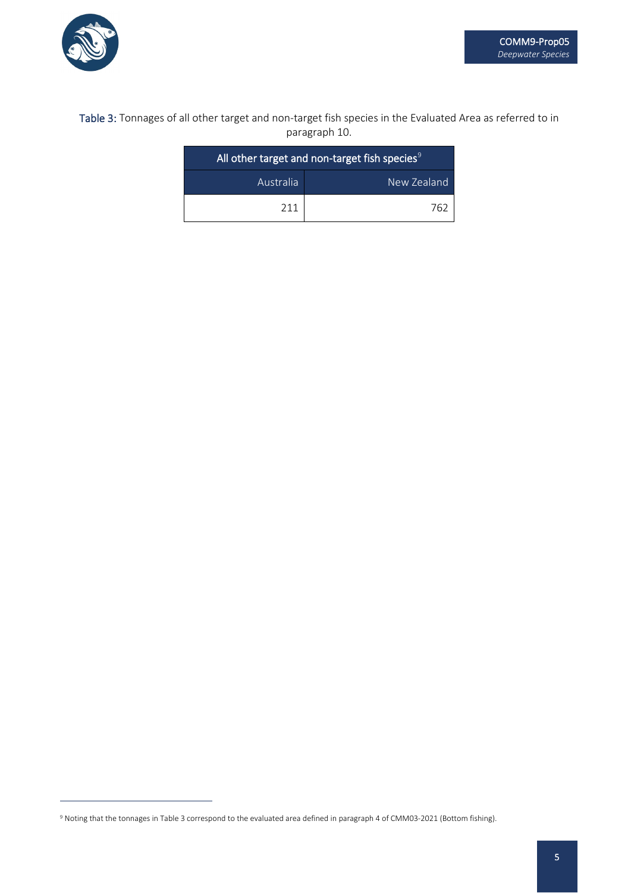Table 3: Tonnages of all other target and non-target fish species in the Evaluated Area as referred to in paragraph 10.

| All other target and non-target fish species[9] | |
|---|---|
| Australia | New Zealand |
| 211 | 762 |

[9] Noting that the tonnages in Table 3 correspond to the evaluated area defined in paragraph 4 of CMM03-2021 (Bottom fishing).